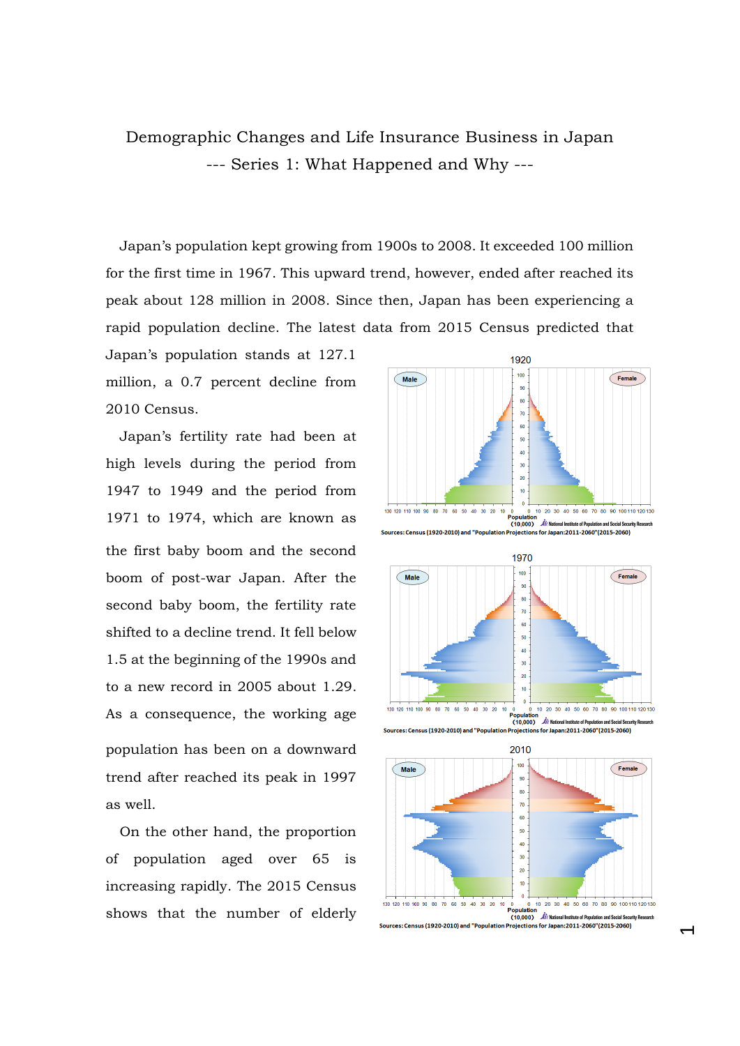# Demographic Changes and Life Insurance Business in Japan

## --- Series 1: What Happened and Why ---

Japan's population kept growing from 1900s to 2008. It exceeded 100 million for the first time in 1967. This upward trend, however, ended after reached its peak about 128 million in 2008. Since then, Japan has been experiencing a rapid population decline. The latest data from 2015 Census predicted that Japan's population stands at 127.1 million, a 0.7 percent decline from 2010 Census.

Japan's fertility rate had been at high levels during the period from 1947 to 1949 and the period from 1971 to 1974, which are known as the first baby boom and the second boom of post-war Japan. After the second baby boom, the fertility rate shifted to a decline trend. It fell below 1.5 at the beginning of the 1990s and to a new record in 2005 about 1.29. As a consequence, the working age population has been on a downward trend after reached its peak in 1997 as well.

On the other hand, the proportion of population aged over 65 is increasing rapidly. The 2015 Census shows that the number of elderly

1920

Sources: Census (1920-2010) and "Population Projections for Japan:2011-2060"(2015-2060)

1970

Sources: Census (1920-2010) and "Population Projections for Japan:2011-2060"(2015-2060)

2010

Sources: Census (1920-2010) and "Population Projections for Japan:2011-2060"(2015-2060)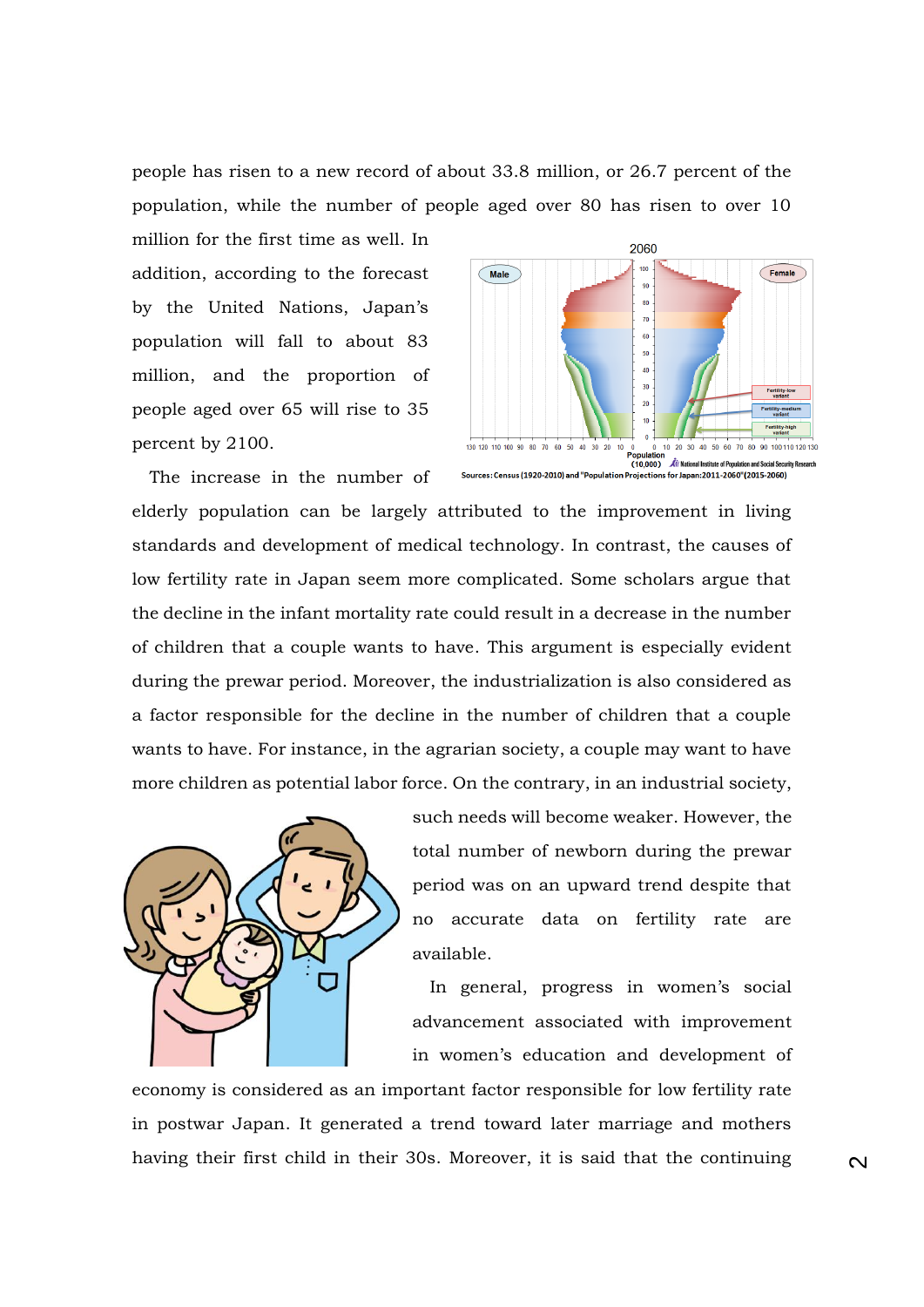people has risen to a new record of about 33.8 million, or 26.7 percent of the population, while the number of people aged over 80 has risen to over 10 million for the first time as well. In addition, according to the forecast by the United Nations, Japan's population will fall to about 83 million, and the proportion of people aged over 65 will rise to 35 percent by 2100.

Sources: Census (1920-2010) and "Population Projections for Japan:2011-2060"(2015-2060)

The increase in the number of elderly population can be largely attributed to the improvement in living standards and development of medical technology. In contrast, the causes of low fertility rate in Japan seem more complicated. Some scholars argue that the decline in the infant mortality rate could result in a decrease in the number of children that a couple wants to have. This argument is especially evident during the prewar period. Moreover, the industrialization is also considered as a factor responsible for the decline in the number of children that a couple wants to have. For instance, in the agrarian society, a couple may want to have more children as potential labor force. On the contrary, in an industrial society, such needs will become weaker. However, the total number of newborn during the prewar period was on an upward trend despite that no accurate data on fertility rate are available.

In general, progress in women's social advancement associated with improvement in women's education and development of economy is considered as an important factor responsible for low fertility rate in postwar Japan. It generated a trend toward later marriage and mothers having their first child in their 30s. Moreover, it is said that the continuing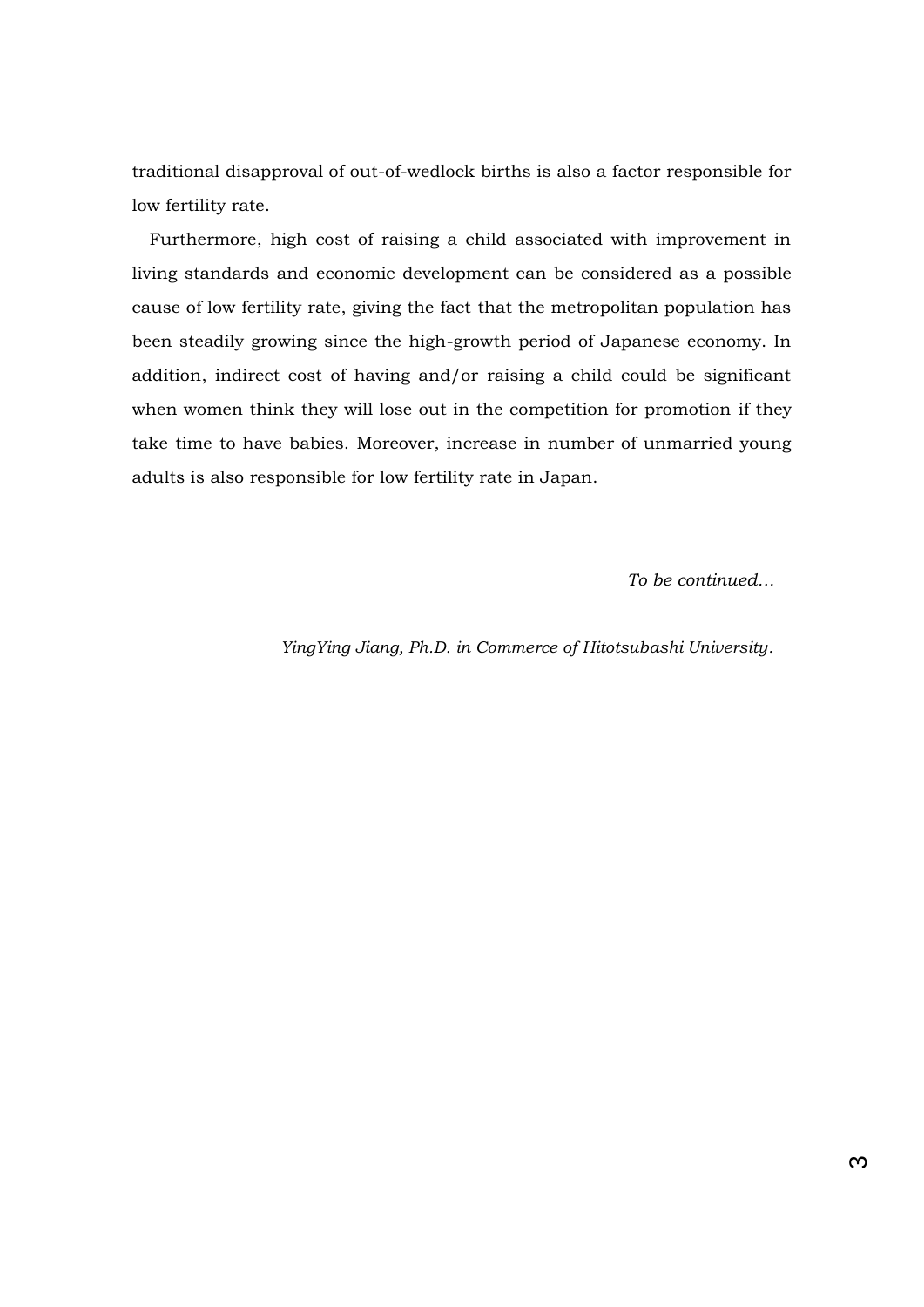traditional disapproval of out-of-wedlock births is also a factor responsible for low fertility rate.

Furthermore, high cost of raising a child associated with improvement in living standards and economic development can be considered as a possible cause of low fertility rate, giving the fact that the metropolitan population has been steadily growing since the high-growth period of Japanese economy. In addition, indirect cost of having and/or raising a child could be significant when women think they will lose out in the competition for promotion if they take time to have babies. Moreover, increase in number of unmarried young adults is also responsible for low fertility rate in Japan.

*To be continued…*

*YingYing Jiang, Ph.D. in Commerce of Hitotsubashi University.*